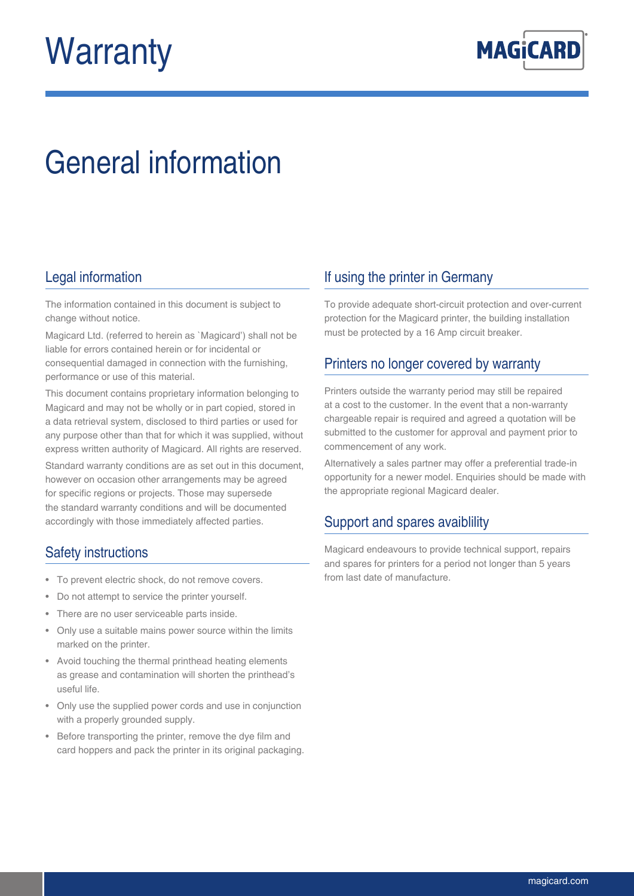# Warranty

## General information

### Legal information

The information contained in this document is subject to change without notice.

Magicard Ltd. (referred to herein as `Magicard') shall not be liable for errors contained herein or for incidental or consequential damaged in connection with the furnishing, performance or use of this material.

This document contains proprietary information belonging to Magicard and may not be wholly or in part copied, stored in a data retrieval system, disclosed to third parties or used for any purpose other than that for which it was supplied, without express written authority of Magicard. All rights are reserved.

Standard warranty conditions are as set out in this document, however on occasion other arrangements may be agreed for specific regions or projects. Those may supersede the standard warranty conditions and will be documented accordingly with those immediately affected parties.

### Safety instructions

- To prevent electric shock, do not remove covers.
- Do not attempt to service the printer yourself.
- There are no user serviceable parts inside.
- Only use a suitable mains power source within the limits marked on the printer.
- Avoid touching the thermal printhead heating elements as grease and contamination will shorten the printhead's useful life.
- Only use the supplied power cords and use in conjunction with a properly grounded supply.
- Before transporting the printer, remove the dye film and card hoppers and pack the printer in its original packaging.

### If using the printer in Germany

To provide adequate short-circuit protection and over-current protection for the Magicard printer, the building installation must be protected by a 16 Amp circuit breaker.

### Printers no longer covered by warranty

Printers outside the warranty period may still be repaired at a cost to the customer. In the event that a non-warranty chargeable repair is required and agreed a quotation will be submitted to the customer for approval and payment prior to commencement of any work.

Alternatively a sales partner may offer a preferential trade-in opportunity for a newer model. Enquiries should be made with the appropriate regional Magicard dealer.

### Support and spares avaiblility

Magicard endeavours to provide technical support, repairs and spares for printers for a period not longer than 5 years from last date of manufacture.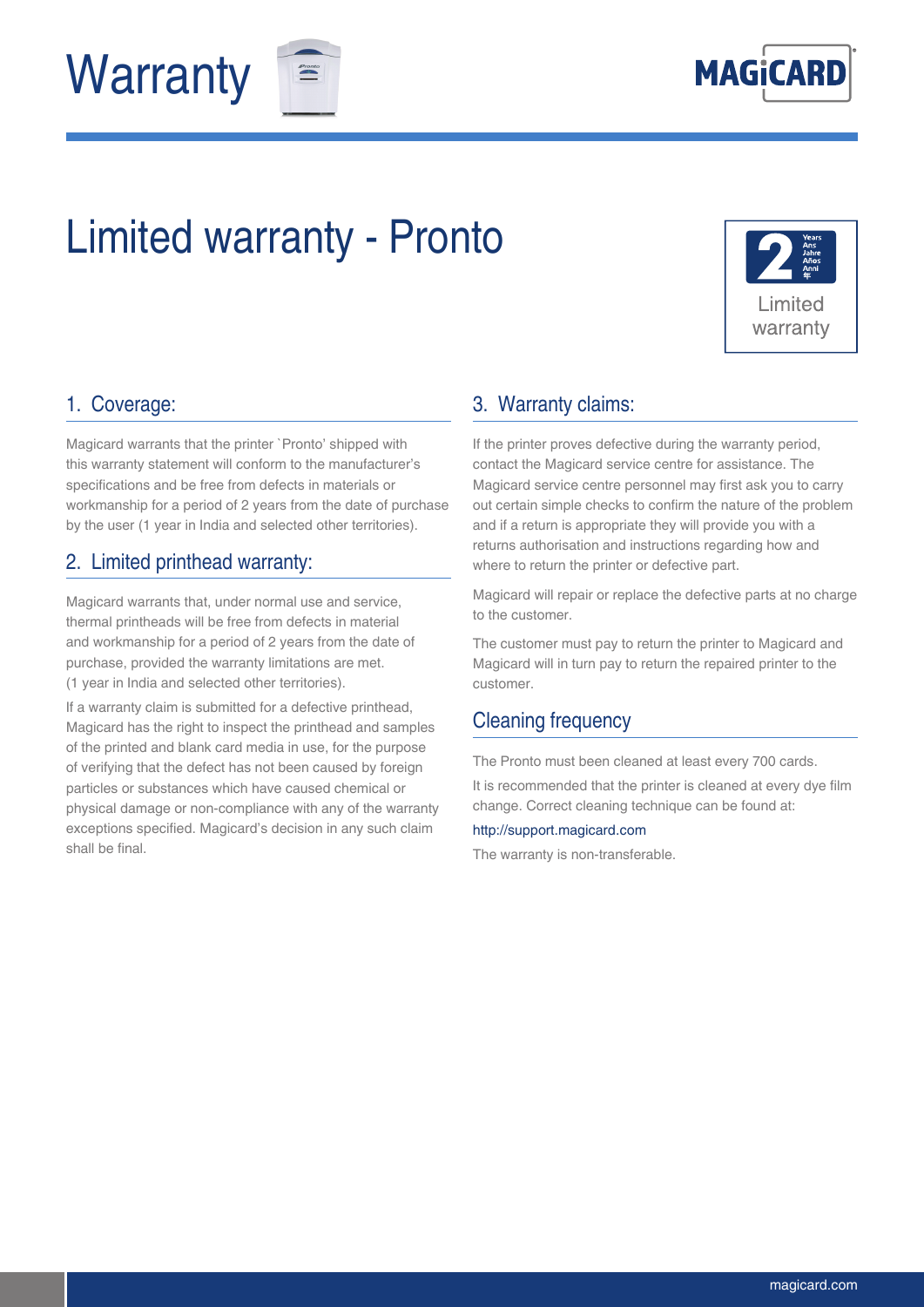# Warranty

# Limited warranty - Pronto

2 Years Ans Jahre Años Anni 年

Limited warranty

## 1. Coverage:

Magicard warrants that the printer `Pronto' shipped with this warranty statement will conform to the manufacturer's specifications and be free from defects in materials or workmanship for a period of 2 years from the date of purchase by the user (1 year in India and selected other territories).

## 2. Limited printhead warranty:

Magicard warrants that, under normal use and service, thermal printheads will be free from defects in material and workmanship for a period of 2 years from the date of purchase, provided the warranty limitations are met. (1 year in India and selected other territories).

If a warranty claim is submitted for a defective printhead, Magicard has the right to inspect the printhead and samples of the printed and blank card media in use, for the purpose of verifying that the defect has not been caused by foreign particles or substances which have caused chemical or physical damage or non-compliance with any of the warranty exceptions specified. Magicard's decision in any such claim shall be final.

## 3. Warranty claims:

If the printer proves defective during the warranty period, contact the Magicard service centre for assistance. The Magicard service centre personnel may first ask you to carry out certain simple checks to confirm the nature of the problem and if a return is appropriate they will provide you with a returns authorisation and instructions regarding how and where to return the printer or defective part.

Magicard will repair or replace the defective parts at no charge to the customer.

The customer must pay to return the printer to Magicard and Magicard will in turn pay to return the repaired printer to the customer.

## Cleaning frequency

The Pronto must been cleaned at least every 700 cards.

It is recommended that the printer is cleaned at every dye film change. Correct cleaning technique can be found at:

http://support.magicard.com

The warranty is non-transferable.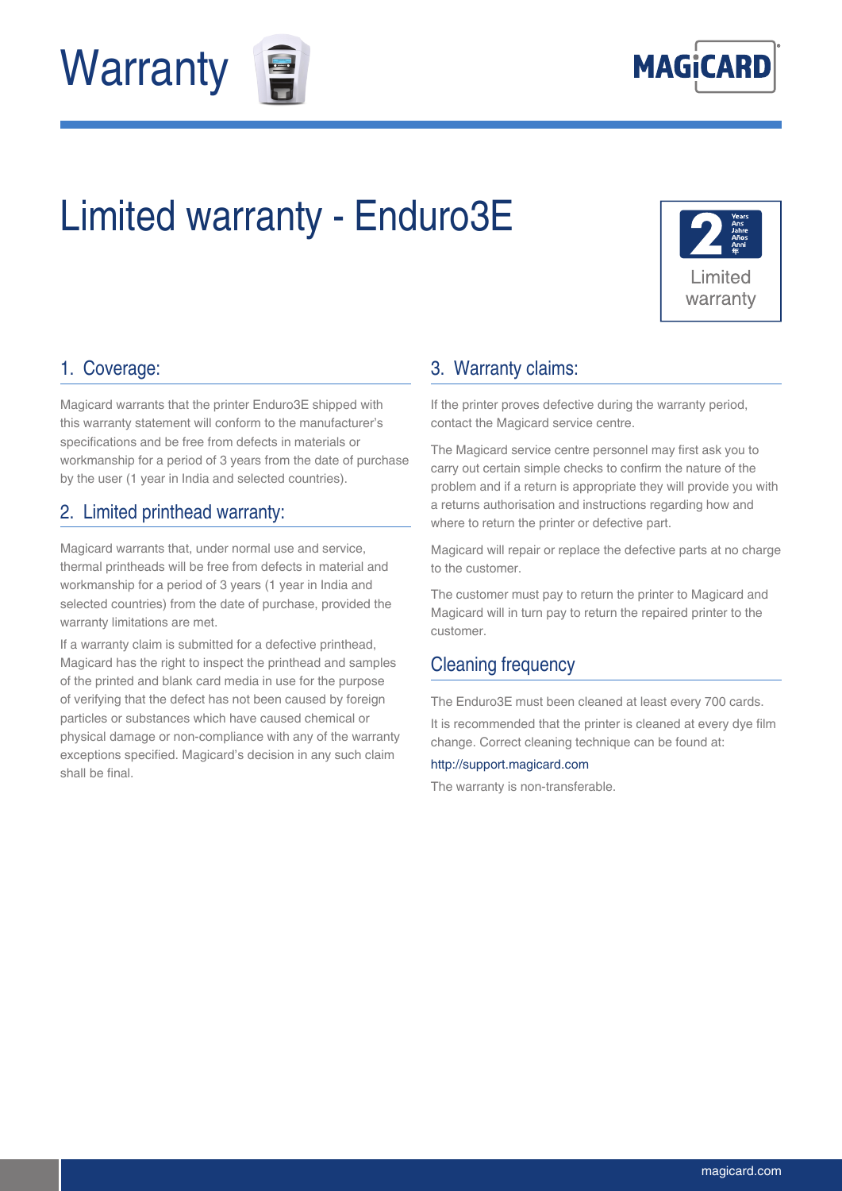# Warranty

MAGiCARD

## Limited warranty - Enduro3E

2 Years Ans Jahre Años Anni 年

Limited warranty

### 1. Coverage:

Magicard warrants that the printer Enduro3E shipped with this warranty statement will conform to the manufacturer's specifications and be free from defects in materials or workmanship for a period of 3 years from the date of purchase by the user (1 year in India and selected countries).

### 2. Limited printhead warranty:

Magicard warrants that, under normal use and service, thermal printheads will be free from defects in material and workmanship for a period of 3 years (1 year in India and selected countries) from the date of purchase, provided the warranty limitations are met.

If a warranty claim is submitted for a defective printhead, Magicard has the right to inspect the printhead and samples of the printed and blank card media in use for the purpose of verifying that the defect has not been caused by foreign particles or substances which have caused chemical or physical damage or non-compliance with any of the warranty exceptions specified. Magicard's decision in any such claim shall be final.

### 3. Warranty claims:

If the printer proves defective during the warranty period, contact the Magicard service centre.

The Magicard service centre personnel may first ask you to carry out certain simple checks to confirm the nature of the problem and if a return is appropriate they will provide you with a returns authorisation and instructions regarding how and where to return the printer or defective part.

Magicard will repair or replace the defective parts at no charge to the customer.

The customer must pay to return the printer to Magicard and Magicard will in turn pay to return the repaired printer to the customer.

### Cleaning frequency

The Enduro3E must been cleaned at least every 700 cards.

It is recommended that the printer is cleaned at every dye film change. Correct cleaning technique can be found at:

http://support.magicard.com

The warranty is non-transferable.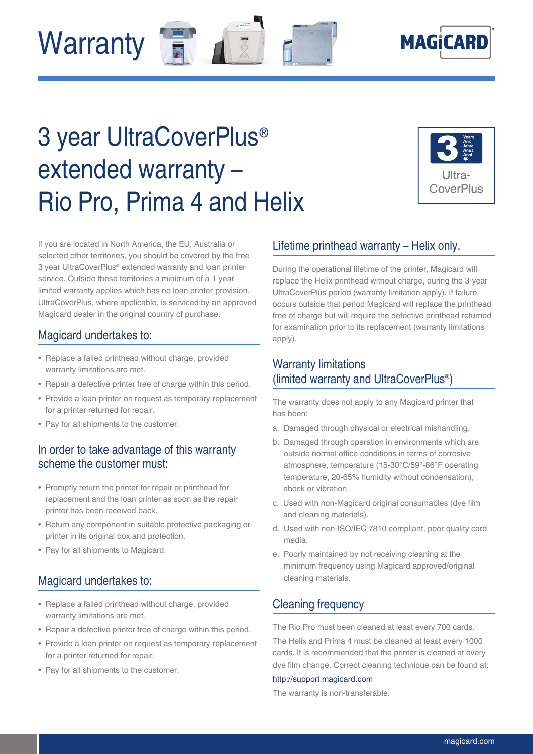# Warranty

MAGICARD

# 3 year UltraCoverPlus® extended warranty – Rio Pro, Prima 4 and Helix

3 Years Ans Jahre Años Anni 年

Ultra-CoverPlus

If you are located in North America, the EU, Australia or selected other territories, you should be covered by the free 3 year UltraCoverPlus® extended warranty and loan printer service. Outside these territories a minimum of a 1 year limited warranty applies which has no loan printer provision. UltraCoverPlus, where applicable, is serviced by an approved Magicard dealer in the original country of purchase.

## Magicard undertakes to:

- Replace a failed printhead without charge, provided warranty limitations are met.
- Repair a defective printer free of charge within this period.
- Provide a loan printer on request as temporary replacement for a printer returned for repair.
- Pay for all shipments to the customer.

## In order to take advantage of this warranty scheme the customer must:

- Promptly return the printer for repair or printhead for replacement and the loan printer as soon as the repair printer has been received back.
- Return any component in suitable protective packaging or printer in its original box and protection.
- Pay for all shipments to Magicard.

## Magicard undertakes to:

- Replace a failed printhead without charge, provided warranty limitations are met.
- Repair a defective printer free of charge within this period.
- Provide a loan printer on request as temporary replacement for a printer returned for repair.
- Pay for all shipments to the customer.

## Lifetime printhead warranty – Helix only.

During the operational lifetime of the printer, Magicard will replace the Helix printhead without charge, during the 3-year UltraCoverPlus period (warranty limitation apply). If failure occurs outside that period Magicard will replace the printhead free of charge but will require the defective printhead returned for examination prior to its replacement (warranty limitations apply).

## Warranty limitations (limited warranty and UltraCoverPlus®)

The warranty does not apply to any Magicard printer that has been:

a. Damaged through physical or electrical mishandling.
b. Damaged through operation in environments which are outside normal office conditions in terms of corrosive atmosphere, temperature (15-30°C/59°-86°F operating temperature, 20-65% humidity without condensation), shock or vibration.
c. Used with non-Magicard original consumables (dye film and cleaning materials).
d. Used with non-ISO/IEC 7810 compliant, poor quality card media.
e. Poorly maintained by not receiving cleaning at the minimum frequency using Magicard approved/original cleaning materials.

## Cleaning frequency

The Rio Pro must been cleaned at least every 700 cards.

The Helix and Prima 4 must be cleaned at least every 1000 cards. It is recommended that the printer is cleaned at every dye film change. Correct cleaning technique can be found at:

http://support.magicard.com

The warranty is non-transferable.

magicard.com